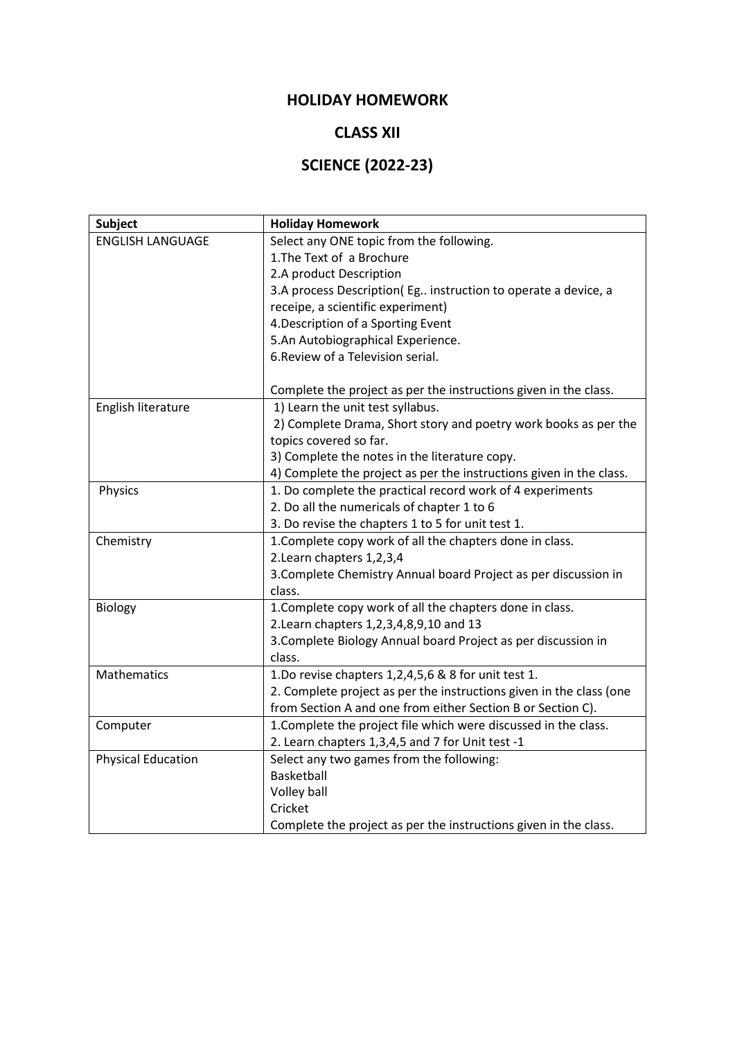# HOLIDAY HOMEWORK

## CLASS XII

## SCIENCE (2022-23)

| Subject | Holiday Homework |
|---|---|
| ENGLISH LANGUAGE | Select any ONE topic from the following.<br>1.The Text of a Brochure<br>2.A product Description<br>3.A process Description( Eg.. instruction to operate a device, a receipe, a scientific experiment)<br>4.Description of a Sporting Event<br>5.An Autobiographical Experience.<br>6.Review of a Television serial.<br><br>Complete the project as per the instructions given in the class. |
| English literature | 1) Learn the unit test syllabus.<br>2) Complete Drama, Short story and poetry work books as per the topics covered so far.<br>3) Complete the notes in the literature copy.<br>4) Complete the project as per the instructions given in the class. |
| Physics | 1. Do complete the practical record work of 4 experiments<br>2. Do all the numericals of chapter 1 to 6<br>3. Do revise the chapters 1 to 5 for unit test 1. |
| Chemistry | 1.Complete copy work of all the chapters done in class.<br>2.Learn chapters 1,2,3,4<br>3.Complete Chemistry Annual board Project as per discussion in class. |
| Biology | 1.Complete copy work of all the chapters done in class.<br>2.Learn chapters 1,2,3,4,8,9,10 and 13<br>3.Complete Biology Annual board Project as per discussion in class. |
| Mathematics | 1.Do revise chapters 1,2,4,5,6 & 8 for unit test 1.<br>2. Complete project as per the instructions given in the class (one from Section A and one from either Section B or Section C). |
| Computer | 1.Complete the project file which were discussed in the class.<br>2. Learn chapters 1,3,4,5 and 7 for Unit test -1 |
| Physical Education | Select any two games from the following:<br>Basketball<br>Volley ball<br>Cricket<br>Complete the project as per the instructions given in the class. |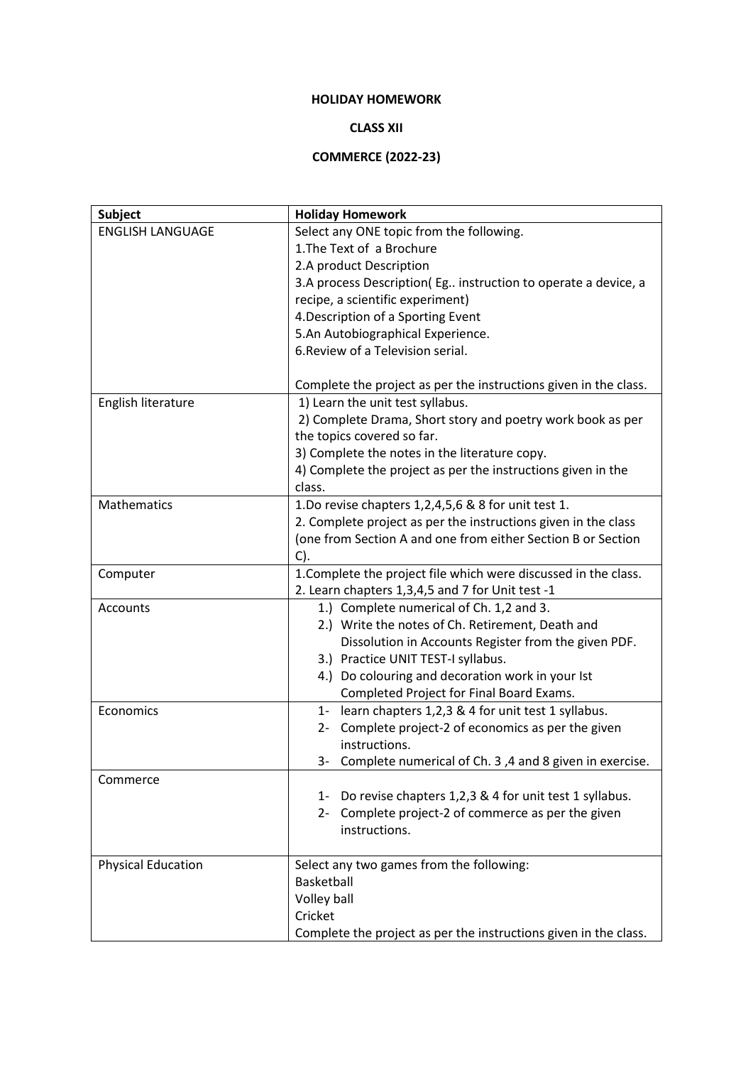**HOLIDAY HOMEWORK**

**CLASS XII**

**COMMERCE (2022-23)**

| Subject | Holiday Homework |
|---|---|
| ENGLISH LANGUAGE | Select any ONE topic from the following.<br>1.The Text of a Brochure<br>2.A product Description<br>3.A process Description( Eg.. instruction to operate a device, a recipe, a scientific experiment)<br>4.Description of a Sporting Event<br>5.An Autobiographical Experience.<br>6.Review of a Television serial.<br><br>Complete the project as per the instructions given in the class. |
| English literature | 1) Learn the unit test syllabus.<br>2) Complete Drama, Short story and poetry work book as per the topics covered so far.<br>3) Complete the notes in the literature copy.<br>4) Complete the project as per the instructions given in the class. |
| Mathematics | 1.Do revise chapters 1,2,4,5,6 & 8 for unit test 1.<br>2. Complete project as per the instructions given in the class (one from Section A and one from either Section B or Section C). |
| Computer | 1.Complete the project file which were discussed in the class.<br>2. Learn chapters 1,3,4,5 and 7 for Unit test -1 |
| Accounts | 1.) Complete numerical of Ch. 1,2 and 3.<br>2.) Write the notes of Ch. Retirement, Death and Dissolution in Accounts Register from the given PDF.<br>3.) Practice UNIT TEST-I syllabus.<br>4.) Do colouring and decoration work in your Ist Completed Project for Final Board Exams. |
| Economics | 1- learn chapters 1,2,3 & 4 for unit test 1 syllabus.<br>2- Complete project-2 of economics as per the given instructions.<br>3- Complete numerical of Ch. 3 ,4 and 8 given in exercise. |
| Commerce | 1- Do revise chapters 1,2,3 & 4 for unit test 1 syllabus.<br>2- Complete project-2 of commerce as per the given instructions. |
| Physical Education | Select any two games from the following:<br>Basketball<br>Volley ball<br>Cricket<br>Complete the project as per the instructions given in the class. |